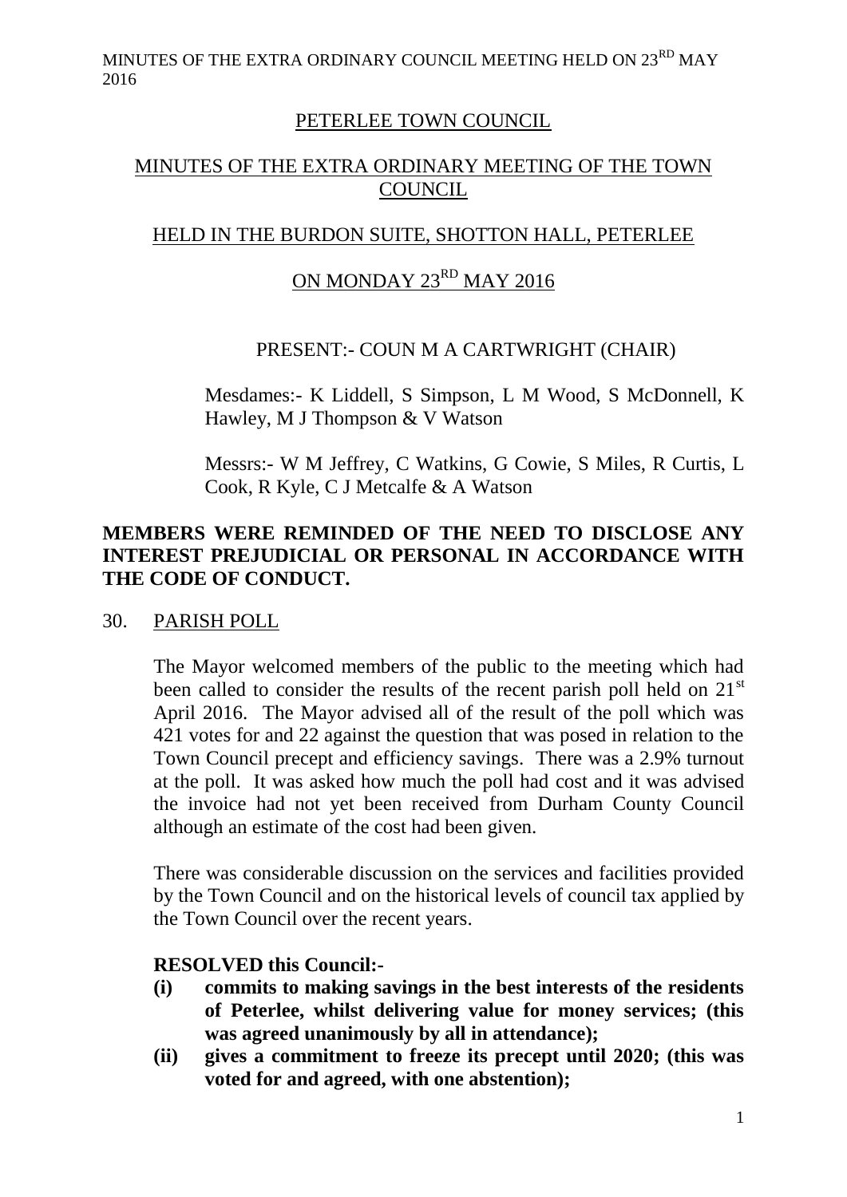# PETERLEE TOWN COUNCIL

## MINUTES OF THE EXTRA ORDINARY MEETING OF THE TOWN COUNCIL

## HELD IN THE BURDON SUITE, SHOTTON HALL, PETERLEE

## ON MONDAY 23RD MAY 2016

PRESENT:- COUN M A CARTWRIGHT (CHAIR)

Mesdames:- K Liddell, S Simpson, L M Wood, S McDonnell, K Hawley, M J Thompson & V Watson

Messrs:- W M Jeffrey, C Watkins, G Cowie, S Miles, R Curtis, L Cook, R Kyle, C J Metcalfe & A Watson

**MEMBERS WERE REMINDED OF THE NEED TO DISCLOSE ANY INTEREST PREJUDICIAL OR PERSONAL IN ACCORDANCE WITH THE CODE OF CONDUCT.**

30. PARISH POLL

The Mayor welcomed members of the public to the meeting which had been called to consider the results of the recent parish poll held on 21st April 2016. The Mayor advised all of the result of the poll which was 421 votes for and 22 against the question that was posed in relation to the Town Council precept and efficiency savings. There was a 2.9% turnout at the poll. It was asked how much the poll had cost and it was advised the invoice had not yet been received from Durham County Council although an estimate of the cost had been given.

There was considerable discussion on the services and facilities provided by the Town Council and on the historical levels of council tax applied by the Town Council over the recent years.

**RESOLVED this Council:-**

- **(i) commits to making savings in the best interests of the residents of Peterlee, whilst delivering value for money services; (this was agreed unanimously by all in attendance);**
- **(ii) gives a commitment to freeze its precept until 2020; (this was voted for and agreed, with one abstention);**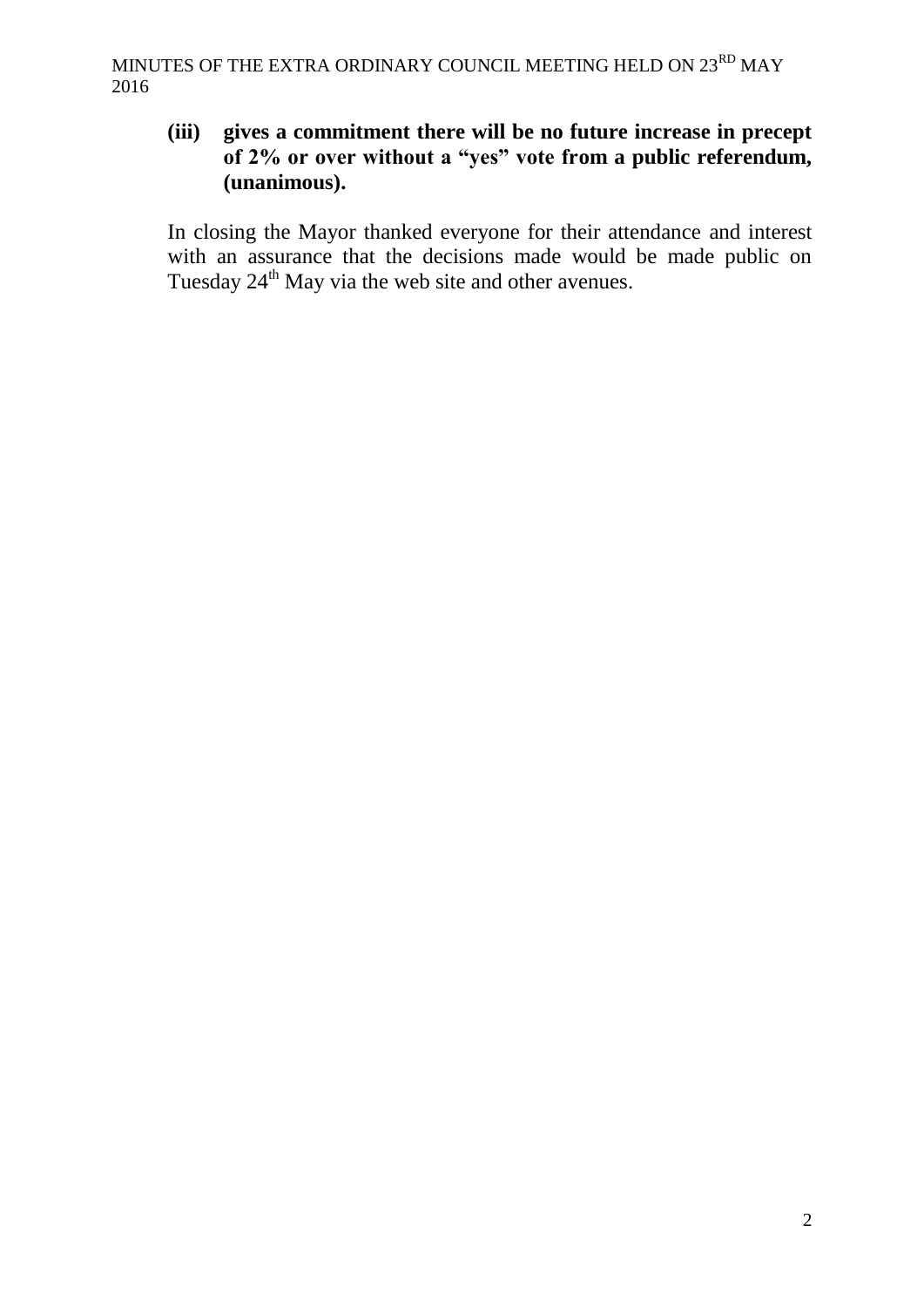**(iii) gives a commitment there will be no future increase in precept of 2% or over without a "yes" vote from a public referendum, (unanimous).**

In closing the Mayor thanked everyone for their attendance and interest with an assurance that the decisions made would be made public on Tuesday 24th May via the web site and other avenues.